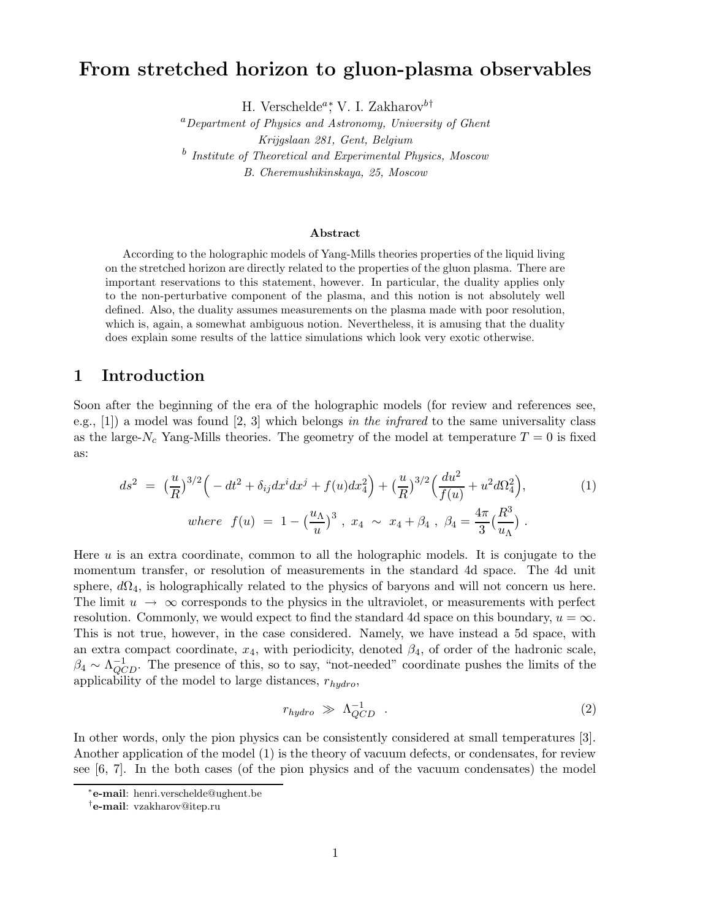# From stretched horizon to gluon-plasma observables

H. Verschelde[a]*; V. I. Zakharov[b]†

[a] *Department of Physics and Astronomy, University of Ghent*
*Krijgslaan 281, Gent, Belgium*

[b] *Institute of Theoretical and Experimental Physics, Moscow*
*B. Cheremushikinskaya, 25, Moscow*

**Abstract**

According to the holographic models of Yang-Mills theories properties of the liquid living on the stretched horizon are directly related to the properties of the gluon plasma. There are important reservations to this statement, however. In particular, the duality applies only to the non-perturbative component of the plasma, and this notion is not absolutely well defined. Also, the duality assumes measurements on the plasma made with poor resolution, which is, again, a somewhat ambiguous notion. Nevertheless, it is amusing that the duality does explain some results of the lattice simulations which look very exotic otherwise.

## 1 Introduction

Soon after the beginning of the era of the holographic models (for review and references see, e.g., [1]) a model was found [2, 3] which belongs *in the infrared* to the same universality class as the large-$N_c$ Yang-Mills theories. The geometry of the model at temperature $T = 0$ is fixed as:

$$ds^2 \;=\; \big(\frac{u}{R}\big)^{3/2}\Big(-dt^2 + \delta_{ij}dx^i dx^j + f(u)dx_4^2\Big) + \big(\frac{u}{R}\big)^{3/2}\Big(\frac{du^2}{f(u)} + u^2 d\Omega_4^2\Big), \tag{1}$$

$$where \;\; f(u) \;=\; 1 - \big(\frac{u_\Lambda}{u}\big)^3 \;,\; x_4 \;\sim\; x_4 + \beta_4 \;,\; \beta_4 = \frac{4\pi}{3}\big(\frac{R^3}{u_\Lambda}\big) \;.$$

Here $u$ is an extra coordinate, common to all the holographic models. It is conjugate to the momentum transfer, or resolution of measurements in the standard 4d space. The 4d unit sphere, $d\Omega_4$, is holographically related to the physics of baryons and will not concern us here. The limit $u \to \infty$ corresponds to the physics in the ultraviolet, or measurements with perfect resolution. Commonly, we would expect to find the standard 4d space on this boundary, $u = \infty$. This is not true, however, in the case considered. Namely, we have instead a 5d space, with an extra compact coordinate, $x_4$, with periodicity, denoted $\beta_4$, of order of the hadronic scale, $\beta_4 \sim \Lambda_{QCD}^{-1}$. The presence of this, so to say, "not-needed" coordinate pushes the limits of the applicability of the model to large distances, $r_{hydro}$,

$$r_{hydro} \;\gg\; \Lambda_{QCD}^{-1} \;\;. \tag{2}$$

In other words, only the pion physics can be consistently considered at small temperatures [3]. Another application of the model (1) is the theory of vacuum defects, or condensates, for review see [6, 7]. In the both cases (of the pion physics and of the vacuum condensates) the model

---

*e-mail: henri.verschelde@ughent.be

†e-mail: vzakharov@itep.ru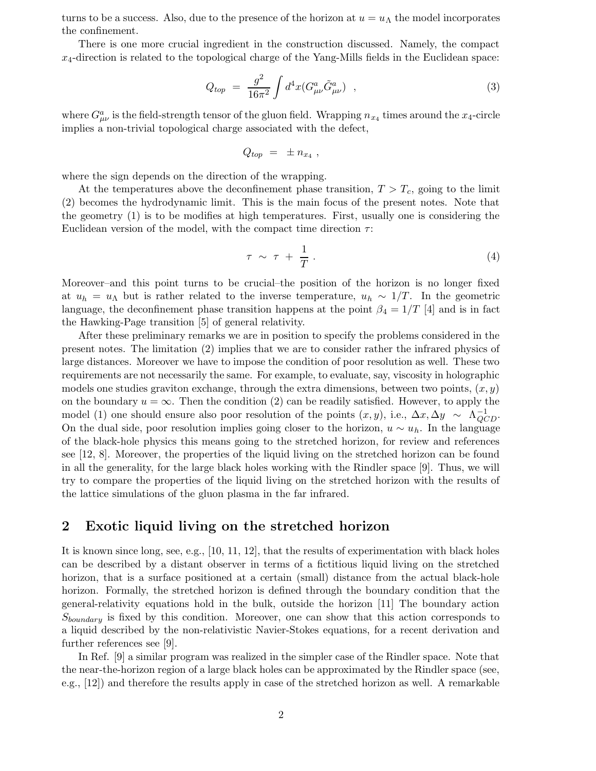turns to be a success. Also, due to the presence of the horizon at $u = u_\Lambda$ the model incorporates the confinement.

There is one more crucial ingredient in the construction discussed. Namely, the compact $x_4$-direction is related to the topological charge of the Yang-Mills fields in the Euclidean space:

$$Q_{top} \;=\; \frac{g^2}{16\pi^2}\int d^4x (G^a_{\mu\nu}\tilde{G}^a_{\mu\nu}) \;\; , \tag{3}$$

where $G^a_{\mu\nu}$ is the field-strength tensor of the gluon field. Wrapping $n_{x_4}$ times around the $x_4$-circle implies a non-trivial topological charge associated with the defect,

$$Q_{top} \;=\; \pm\, n_{x_4} \;,$$

where the sign depends on the direction of the wrapping.

At the temperatures above the deconfinement phase transition, $T > T_c$, going to the limit (2) becomes the hydrodynamic limit. This is the main focus of the present notes. Note that the geometry (1) is to be modifies at high temperatures. First, usually one is considering the Euclidean version of the model, with the compact time direction $\tau$:

$$\tau \;\sim\; \tau \,+\, \frac{1}{T} \,. \tag{4}$$

Moreover–and this point turns to be crucial–the position of the horizon is no longer fixed at $u_h = u_\Lambda$ but is rather related to the inverse temperature, $u_h \sim 1/T$. In the geometric language, the deconfinement phase transition happens at the point $\beta_4 = 1/T$ [4] and is in fact the Hawking-Page transition [5] of general relativity.

After these preliminary remarks we are in position to specify the problems considered in the present notes. The limitation (2) implies that we are to consider rather the infrared physics of large distances. Moreover we have to impose the condition of poor resolution as well. These two requirements are not necessarily the same. For example, to evaluate, say, viscosity in holographic models one studies graviton exchange, through the extra dimensions, between two points, $(x, y)$ on the boundary $u = \infty$. Then the condition (2) can be readily satisfied. However, to apply the model (1) one should ensure also poor resolution of the points $(x, y)$, i.e., $\Delta x, \Delta y \;\sim\; \Lambda^{-1}_{QCD}$. On the dual side, poor resolution implies going closer to the horizon, $u \sim u_h$. In the language of the black-hole physics this means going to the stretched horizon, for review and references see [12, 8]. Moreover, the properties of the liquid living on the stretched horizon can be found in all the generality, for the large black holes working with the Rindler space [9]. Thus, we will try to compare the properties of the liquid living on the stretched horizon with the results of the lattice simulations of the gluon plasma in the far infrared.

## 2 Exotic liquid living on the stretched horizon

It is known since long, see, e.g., [10, 11, 12], that the results of experimentation with black holes can be described by a distant observer in terms of a fictitious liquid living on the stretched horizon, that is a surface positioned at a certain (small) distance from the actual black-hole horizon. Formally, the stretched horizon is defined through the boundary condition that the general-relativity equations hold in the bulk, outside the horizon [11] The boundary action $S_{boundary}$ is fixed by this condition. Moreover, one can show that this action corresponds to a liquid described by the non-relativistic Navier-Stokes equations, for a recent derivation and further references see [9].

In Ref. [9] a similar program was realized in the simpler case of the Rindler space. Note that the near-the-horizon region of a large black holes can be approximated by the Rindler space (see, e.g., [12]) and therefore the results apply in case of the stretched horizon as well. A remarkable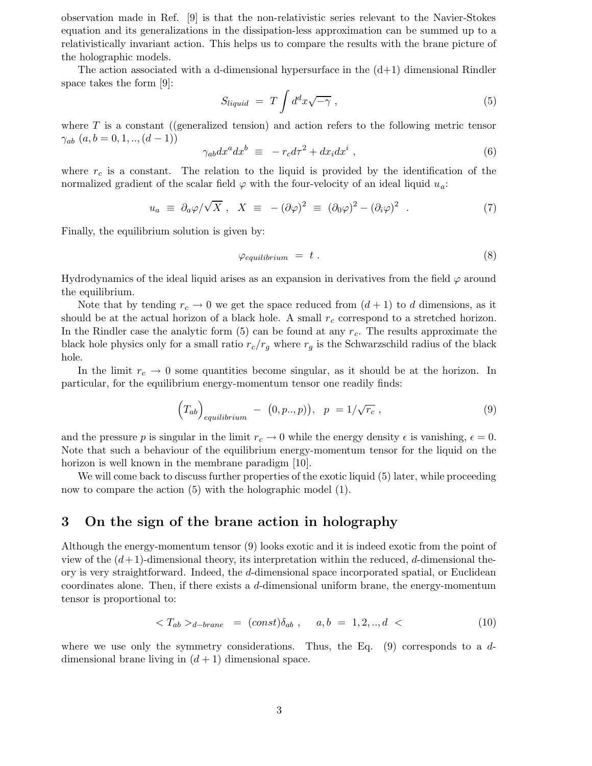observation made in Ref. [9] is that the non-relativistic series relevant to the Navier-Stokes equation and its generalizations in the dissipation-less approximation can be summed up to a relativistically invariant action. This helps us to compare the results with the brane picture of the holographic models.

The action associated with a d-dimensional hypersurface in the (d+1) dimensional Rindler space takes the form [9]:

$$S_{liquid} \;=\; T\int d^dx\sqrt{-\gamma}\;, \tag{5}$$

where $T$ is a constant ((generalized tension) and action refers to the following metric tensor $\gamma_{ab}$ $(a,b = 0,1,..,(d-1))$

$$\gamma_{ab}dx^a dx^b \;\equiv\; -\,r_c d\tau^2 + dx_i dx^i\;, \tag{6}$$

where $r_c$ is a constant. The relation to the liquid is provided by the identification of the normalized gradient of the scalar field $\varphi$ with the four-velocity of an ideal liquid $u_a$:

$$u_a \;\equiv\; \partial_a\varphi/\sqrt{X}\;,\;\; X \;\equiv\; -\left(\partial\varphi\right)^2 \;\equiv\; (\partial_0\varphi)^2 - (\partial_i\varphi)^2\;\;. \tag{7}$$

Finally, the equilibrium solution is given by:

$$\varphi_{equilibrium} \;=\; t\;. \tag{8}$$

Hydrodynamics of the ideal liquid arises as an expansion in derivatives from the field $\varphi$ around the equilibrium.

Note that by tending $r_c \to 0$ we get the space reduced from $(d+1)$ to $d$ dimensions, as it should be at the actual horizon of a black hole. A small $r_c$ correspond to a stretched horizon. In the Rindler case the analytic form (5) can be found at any $r_c$. The results approximate the black hole physics only for a small ratio $r_c/r_g$ where $r_g$ is the Schwarzschild radius of the black hole.

In the limit $r_c \to 0$ some quantities become singular, as it should be at the horizon. In particular, for the equilibrium energy-momentum tensor one readily finds:

$$\Big(T_{ab}\Big)_{equilibrium}\;-\;\big(0,p..,p)\big),\;\;p\;=1/\sqrt{r_c}\;, \tag{9}$$

and the pressure $p$ is singular in the limit $r_c \to 0$ while the energy density $\epsilon$ is vanishing, $\epsilon = 0$. Note that such a behaviour of the equilibrium energy-momentum tensor for the liquid on the horizon is well known in the membrane paradigm [10].

We will come back to discuss further properties of the exotic liquid (5) later, while proceeding now to compare the action (5) with the holographic model (1).

## 3 On the sign of the brane action in holography

Although the energy-momentum tensor (9) looks exotic and it is indeed exotic from the point of view of the $(d+1)$-dimensional theory, its interpretation within the reduced, $d$-dimensional theory is very straightforward. Indeed, the $d$-dimensional space incorporated spatial, or Euclidean coordinates alone. Then, if there exists a $d$-dimensional uniform brane, the energy-momentum tensor is proportional to:

$$< T_{ab} >_{d-brane}\;\;=\;(const)\delta_{ab}\;,\quad\; a,b\;=\;1,2,..,d\;< \tag{10}$$

where we use only the symmetry considerations. Thus, the Eq. (9) corresponds to a $d$-dimensional brane living in $(d+1)$ dimensional space.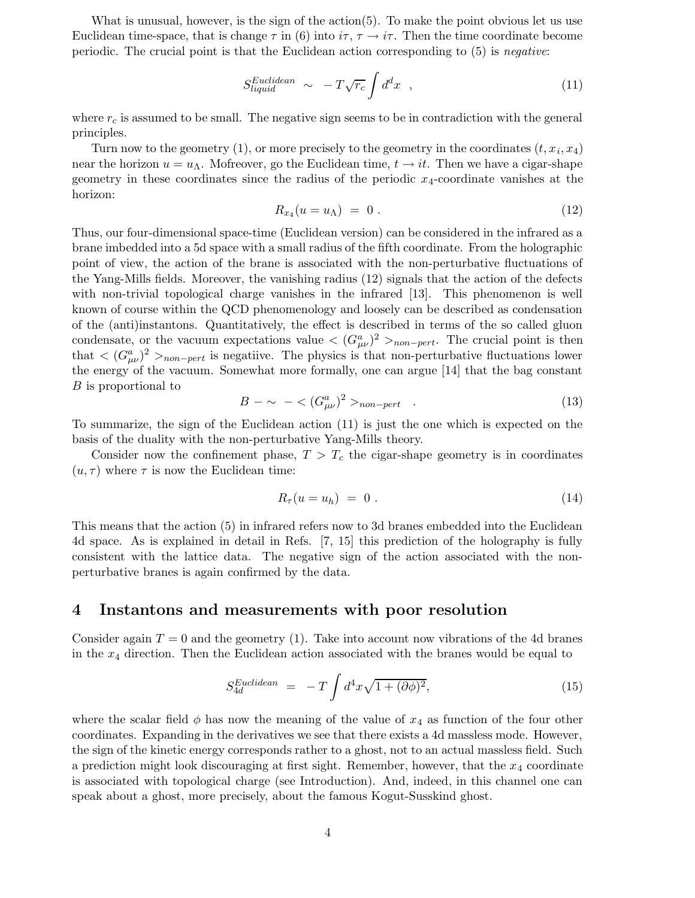What is unusual, however, is the sign of the action(5). To make the point obvious let us use Euclidean time-space, that is change $\tau$ in (6) into $i\tau$, $\tau \to i\tau$. Then the time coordinate become periodic. The crucial point is that the Euclidean action corresponding to (5) is *negative*:

$$S_{liquid}^{Euclidean} \sim -T\sqrt{r_c}\int d^dx \quad , \tag{11}$$

where $r_c$ is assumed to be small. The negative sign seems to be in contradiction with the general principles.

Turn now to the geometry (1), or more precisely to the geometry in the coordinates $(t, x_i, x_4)$ near the horizon $u = u_\Lambda$. Mofreover, go the Euclidean time, $t \to it$. Then we have a cigar-shape geometry in these coordinates since the radius of the periodic $x_4$-coordinate vanishes at the horizon:

$$R_{x_4}(u = u_\Lambda) = 0 \; . \tag{12}$$

Thus, our four-dimensional space-time (Euclidean version) can be considered in the infrared as a brane imbedded into a 5d space with a small radius of the fifth coordinate. From the holographic point of view, the action of the brane is associated with the non-perturbative fluctuations of the Yang-Mills fields. Moreover, the vanishing radius (12) signals that the action of the defects with non-trivial topological charge vanishes in the infrared [13]. This phenomenon is well known of course within the QCD phenomenology and loosely can be described as condensation of the (anti)instantons. Quantitatively, the effect is described in terms of the so called gluon condensate, or the vacuum expectations value $< (G^a_{\mu\nu})^2 >_{non-pert}$. The crucial point is then that $< (G^a_{\mu\nu})^2 >_{non-pert}$ is negatiive. The physics is that non-perturbative fluctuations lower the energy of the vacuum. Somewhat more formally, one can argue [14] that the bag constant $B$ is proportional to

$$B - \sim \; - < (G^a_{\mu\nu})^2 >_{non-pert} \quad . \tag{13}$$

To summarize, the sign of the Euclidean action (11) is just the one which is expected on the basis of the duality with the non-perturbative Yang-Mills theory.

Consider now the confinement phase, $T > T_c$ the cigar-shape geometry is in coordinates $(u, \tau)$ where $\tau$ is now the Euclidean time:

$$R_\tau(u = u_h) = 0 \; . \tag{14}$$

This means that the action (5) in infrared refers now to 3d branes embedded into the Euclidean 4d space. As is explained in detail in Refs. [7, 15] this prediction of the holography is fully consistent with the lattice data. The negative sign of the action associated with the non-perturbative branes is again confirmed by the data.

## 4 Instantons and measurements with poor resolution

Consider again $T = 0$ and the geometry (1). Take into account now vibrations of the 4d branes in the $x_4$ direction. Then the Euclidean action associated with the branes would be equal to

$$S_{4d}^{Euclidean} = -T\int d^4x\sqrt{1 + (\partial\phi)^2}, \tag{15}$$

where the scalar field $\phi$ has now the meaning of the value of $x_4$ as function of the four other coordinates. Expanding in the derivatives we see that there exists a 4d massless mode. However, the sign of the kinetic energy corresponds rather to a ghost, not to an actual massless field. Such a prediction might look discouraging at first sight. Remember, however, that the $x_4$ coordinate is associated with topological charge (see Introduction). And, indeed, in this channel one can speak about a ghost, more precisely, about the famous Kogut-Susskind ghost.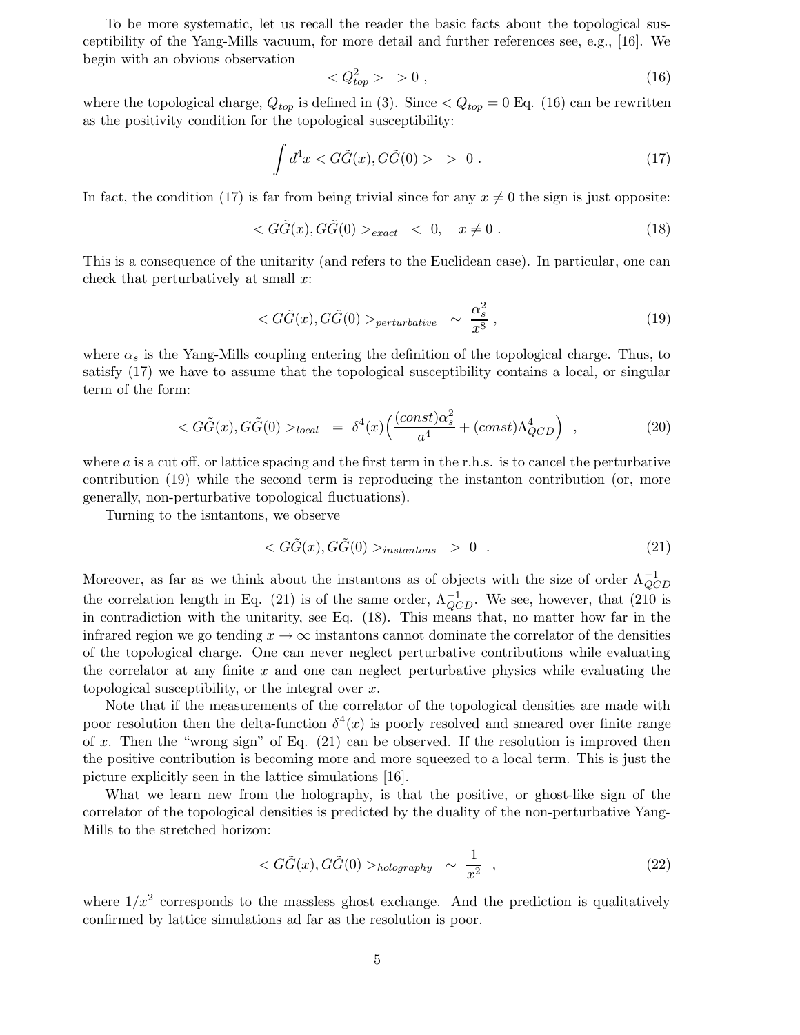To be more systematic, let us recall the reader the basic facts about the topological susceptibility of the Yang-Mills vacuum, for more detail and further references see, e.g., [16]. We begin with an obvious observation

$$< Q_{top}^2 > \; > 0 \; , \tag{16}$$

where the topological charge, $Q_{top}$ is defined in (3). Since $< Q_{top} = 0$ Eq. (16) can be rewritten as the positivity condition for the topological susceptibility:

$$\int d^4x < G\tilde{G}(x), G\tilde{G}(0) > \; > \; 0 \; . \tag{17}$$

In fact, the condition (17) is far from being trivial since for any $x \neq 0$ the sign is just opposite:

$$< G\tilde{G}(x), G\tilde{G}(0) >_{exact} \; < \; 0, \quad x \neq 0 \; . \tag{18}$$

This is a consequence of the unitarity (and refers to the Euclidean case). In particular, one can check that perturbatively at small $x$:

$$< G\tilde{G}(x), G\tilde{G}(0) >_{perturbative} \;\; \sim \;\; \frac{\alpha_s^2}{x^8} \; , \tag{19}$$

where $\alpha_s$ is the Yang-Mills coupling entering the definition of the topological charge. Thus, to satisfy (17) we have to assume that the topological susceptibility contains a local, or singular term of the form:

$$< G\tilde{G}(x), G\tilde{G}(0) >_{local} \;\; = \;\; \delta^4(x)\Big(\frac{(const)\alpha_s^2}{a^4} + (const)\Lambda_{QCD}^4\Big) \;\; , \tag{20}$$

where $a$ is a cut off, or lattice spacing and the first term in the r.h.s. is to cancel the perturbative contribution (19) while the second term is reproducing the instanton contribution (or, more generally, non-perturbative topological fluctuations).

Turning to the isntantons, we observe

$$< G\tilde{G}(x), G\tilde{G}(0) >_{instantons} \;\; > \; 0 \;\; . \tag{21}$$

Moreover, as far as we think about the instantons as of objects with the size of order $\Lambda_{QCD}^{-1}$ the correlation length in Eq. (21) is of the same order, $\Lambda_{QCD}^{-1}$. We see, however, that (210 is in contradiction with the unitarity, see Eq. (18). This means that, no matter how far in the infrared region we go tending $x \rightarrow \infty$ instantons cannot dominate the correlator of the densities of the topological charge. One can never neglect perturbative contributions while evaluating the correlator at any finite $x$ and one can neglect perturbative physics while evaluating the topological susceptibility, or the integral over $x$.

Note that if the measurements of the correlator of the topological densities are made with poor resolution then the delta-function $\delta^4(x)$ is poorly resolved and smeared over finite range of $x$. Then the "wrong sign" of Eq. (21) can be observed. If the resolution is improved then the positive contribution is becoming more and more squeezed to a local term. This is just the picture explicitly seen in the lattice simulations [16].

What we learn new from the holography, is that the positive, or ghost-like sign of the correlator of the topological densities is predicted by the duality of the non-perturbative Yang-Mills to the stretched horizon:

$$< G\tilde{G}(x), G\tilde{G}(0) >_{holography} \;\; \sim \;\; \frac{1}{x^2} \;\; , \tag{22}$$

where $1/x^2$ corresponds to the massless ghost exchange. And the prediction is qualitatively confirmed by lattice simulations ad far as the resolution is poor.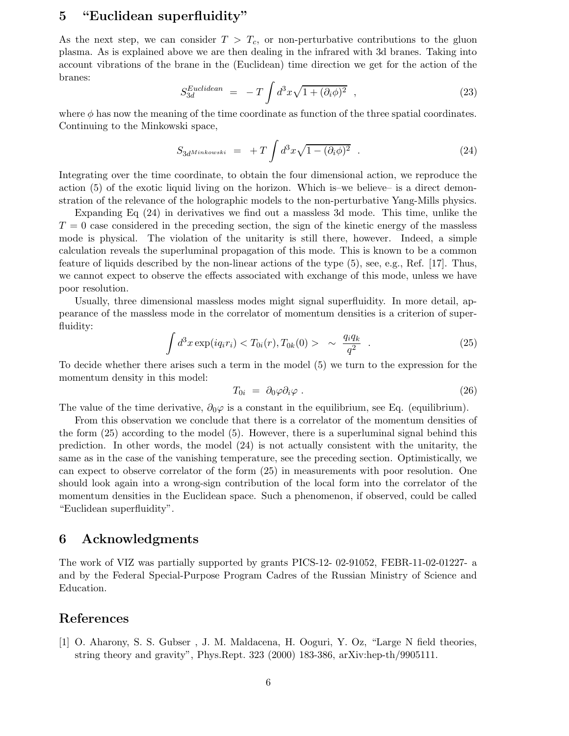## 5 "Euclidean superfluidity"

As the next step, we can consider $T > T_c$, or non-perturbative contributions to the gluon plasma. As is explained above we are then dealing in the infrared with 3d branes. Taking into account vibrations of the brane in the (Euclidean) time direction we get for the action of the branes:

$$S_{3d}^{Euclidean} \;=\; -T\int d^3x\sqrt{1+(\partial_i\phi)^2} \;\;, \tag{23}$$

where $\phi$ has now the meaning of the time coordinate as function of the three spatial coordinates. Continuing to the Minkowski space,

$$S_{3d^{Minkowski}} \;=\; +T\int d^3x\sqrt{1-(\partial_i\phi)^2} \;\;. \tag{24}$$

Integrating over the time coordinate, to obtain the four dimensional action, we reproduce the action (5) of the exotic liquid living on the horizon. Which is–we believe– is a direct demonstration of the relevance of the holographic models to the non-perturbative Yang-Mills physics.

Expanding Eq (24) in derivatives we find out a massless 3d mode. This time, unlike the $T = 0$ case considered in the preceding section, the sign of the kinetic energy of the massless mode is physical. The violation of the unitarity is still there, however. Indeed, a simple calculation reveals the superluminal propagation of this mode. This is known to be a common feature of liquids described by the non-linear actions of the type (5), see, e.g., Ref. [17]. Thus, we cannot expect to observe the effects associated with exchange of this mode, unless we have poor resolution.

Usually, three dimensional massless modes might signal superfluidity. In more detail, appearance of the massless mode in the correlator of momentum densities is a criterion of superfluidity:

$$\int d^3x \exp(iq_ir_i) < T_{0i}(r), T_{0k}(0) > \;\;\sim\;\; \frac{q_iq_k}{q^2} \;\;. \tag{25}$$

To decide whether there arises such a term in the model (5) we turn to the expression for the momentum density in this model:

$$T_{0i} \;=\; \partial_0\varphi\partial_i\varphi \;. \tag{26}$$

The value of the time derivative, $\partial_0\varphi$ is a constant in the equilibrium, see Eq. (equilibrium).

From this observation we conclude that there is a correlator of the momentum densities of the form (25) according to the model (5). However, there is a superluminal signal behind this prediction. In other words, the model (24) is not actually consistent with the unitarity, the same as in the case of the vanishing temperature, see the preceding section. Optimistically, we can expect to observe correlator of the form (25) in measurements with poor resolution. One should look again into a wrong-sign contribution of the local form into the correlator of the momentum densities in the Euclidean space. Such a phenomenon, if observed, could be called "Euclidean superfluidity".

## 6 Acknowledgments

The work of VIZ was partially supported by grants PICS-12- 02-91052, FEBR-11-02-01227- a and by the Federal Special-Purpose Program Cadres of the Russian Ministry of Science and Education.

## References

[1] O. Aharony, S. S. Gubser , J. M. Maldacena, H. Ooguri, Y. Oz, "Large N field theories, string theory and gravity", Phys.Rept. 323 (2000) 183-386, arXiv:hep-th/9905111.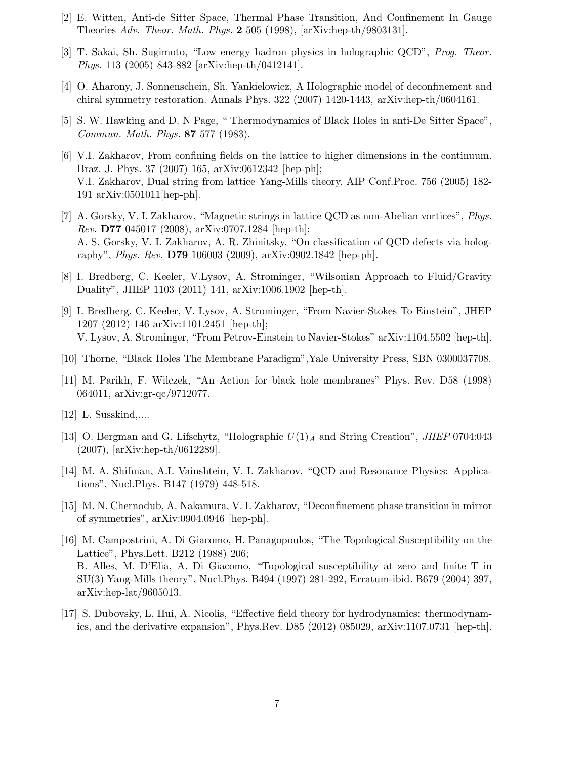[2] E. Witten, Anti-de Sitter Space, Thermal Phase Transition, And Confinement In Gauge Theories *Adv. Theor. Math. Phys.* **2** 505 (1998), [arXiv:hep-th/9803131].

[3] T. Sakai, Sh. Sugimoto, "Low energy hadron physics in holographic QCD", *Prog. Theor. Phys.* 113 (2005) 843-882 [arXiv:hep-th/0412141].

[4] O. Aharony, J. Sonnenschein, Sh. Yankielowicz, A Holographic model of deconfinement and chiral symmetry restoration. Annals Phys. 322 (2007) 1420-1443, arXiv:hep-th/0604161.

[5] S. W. Hawking and D. N Page, " Thermodynamics of Black Holes in anti-De Sitter Space", *Commun. Math. Phys.* **87** 577 (1983).

[6] V.I. Zakharov, From confining fields on the lattice to higher dimensions in the continuum. Braz. J. Phys. 37 (2007) 165, arXiv:0612342 [hep-ph];
V.I. Zakharov, Dual string from lattice Yang-Mills theory. AIP Conf.Proc. 756 (2005) 182-191 arXiv:0501011[hep-ph].

[7] A. Gorsky, V. I. Zakharov, "Magnetic strings in lattice QCD as non-Abelian vortices", *Phys. Rev.* **D77** 045017 (2008), arXiv:0707.1284 [hep-th];
A. S. Gorsky, V. I. Zakharov, A. R. Zhinitsky, "On classification of QCD defects via holography", *Phys. Rev.* **D79** 106003 (2009), arXiv:0902.1842 [hep-ph].

[8] I. Bredberg, C. Keeler, V.Lysov, A. Strominger, "Wilsonian Approach to Fluid/Gravity Duality", JHEP 1103 (2011) 141, arXiv:1006.1902 [hep-th].

[9] I. Bredberg, C. Keeler, V. Lysov, A. Strominger, "From Navier-Stokes To Einstein", JHEP 1207 (2012) 146 arXiv:1101.2451 [hep-th];
V. Lysov, A. Strominger, "From Petrov-Einstein to Navier-Stokes" arXiv:1104.5502 [hep-th].

[10] Thorne, "Black Holes The Membrane Paradigm",Yale University Press, SBN 0300037708.

[11] M. Parikh, F. Wilczek, "An Action for black hole membranes" Phys. Rev. D58 (1998) 064011, arXiv:gr-qc/9712077.

[12] L. Susskind,....

[13] O. Bergman and G. Lifschytz, "Holographic $U(1)_A$ and String Creation", *JHEP* 0704:043 (2007), [arXiv:hep-th/0612289].

[14] M. A. Shifman, A.I. Vainshtein, V. I. Zakharov, "QCD and Resonance Physics: Applications", Nucl.Phys. B147 (1979) 448-518.

[15] M. N. Chernodub, A. Nakamura, V. I. Zakharov, "Deconfinement phase transition in mirror of symmetries", arXiv:0904.0946 [hep-ph].

[16] M. Campostrini, A. Di Giacomo, H. Panagopoulos, "The Topological Susceptibility on the Lattice", Phys.Lett. B212 (1988) 206;
B. Alles, M. D'Elia, A. Di Giacomo, "Topological susceptibility at zero and finite T in SU(3) Yang-Mills theory", Nucl.Phys. B494 (1997) 281-292, Erratum-ibid. B679 (2004) 397, arXiv:hep-lat/9605013.

[17] S. Dubovsky, L. Hui, A. Nicolis, "Effective field theory for hydrodynamics: thermodynamics, and the derivative expansion", Phys.Rev. D85 (2012) 085029, arXiv:1107.0731 [hep-th].